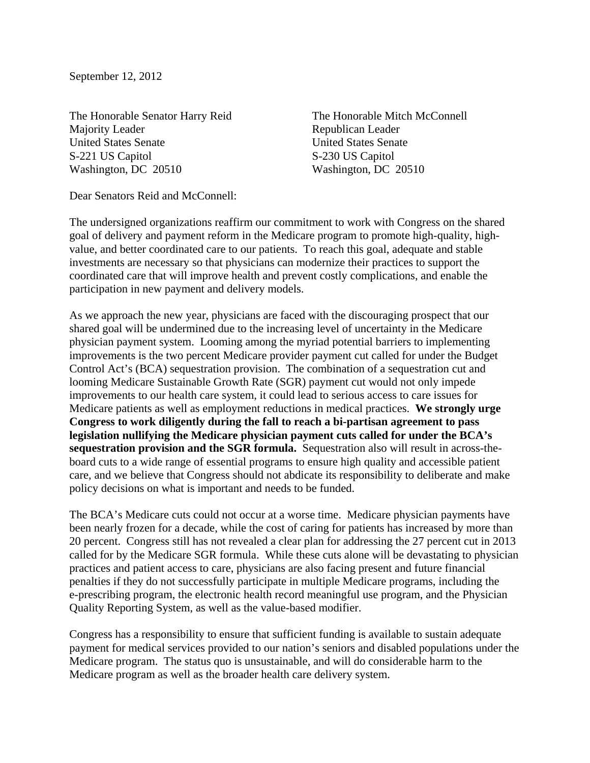September 12, 2012

The Honorable Senator Harry Reid
Majority Leader
United States Senate
S-221 US Capitol
Washington, DC 20510

The Honorable Mitch McConnell
Republican Leader
United States Senate
S-230 US Capitol
Washington, DC 20510

Dear Senators Reid and McConnell:

The undersigned organizations reaffirm our commitment to work with Congress on the shared goal of delivery and payment reform in the Medicare program to promote high-quality, high-value, and better coordinated care to our patients. To reach this goal, adequate and stable investments are necessary so that physicians can modernize their practices to support the coordinated care that will improve health and prevent costly complications, and enable the participation in new payment and delivery models.

As we approach the new year, physicians are faced with the discouraging prospect that our shared goal will be undermined due to the increasing level of uncertainty in the Medicare physician payment system. Looming among the myriad potential barriers to implementing improvements is the two percent Medicare provider payment cut called for under the Budget Control Act's (BCA) sequestration provision. The combination of a sequestration cut and looming Medicare Sustainable Growth Rate (SGR) payment cut would not only impede improvements to our health care system, it could lead to serious access to care issues for Medicare patients as well as employment reductions in medical practices. **We strongly urge Congress to work diligently during the fall to reach a bi-partisan agreement to pass legislation nullifying the Medicare physician payment cuts called for under the BCA's sequestration provision and the SGR formula.** Sequestration also will result in across-the-board cuts to a wide range of essential programs to ensure high quality and accessible patient care, and we believe that Congress should not abdicate its responsibility to deliberate and make policy decisions on what is important and needs to be funded.

The BCA's Medicare cuts could not occur at a worse time. Medicare physician payments have been nearly frozen for a decade, while the cost of caring for patients has increased by more than 20 percent. Congress still has not revealed a clear plan for addressing the 27 percent cut in 2013 called for by the Medicare SGR formula. While these cuts alone will be devastating to physician practices and patient access to care, physicians are also facing present and future financial penalties if they do not successfully participate in multiple Medicare programs, including the e-prescribing program, the electronic health record meaningful use program, and the Physician Quality Reporting System, as well as the value-based modifier.

Congress has a responsibility to ensure that sufficient funding is available to sustain adequate payment for medical services provided to our nation's seniors and disabled populations under the Medicare program. The status quo is unsustainable, and will do considerable harm to the Medicare program as well as the broader health care delivery system.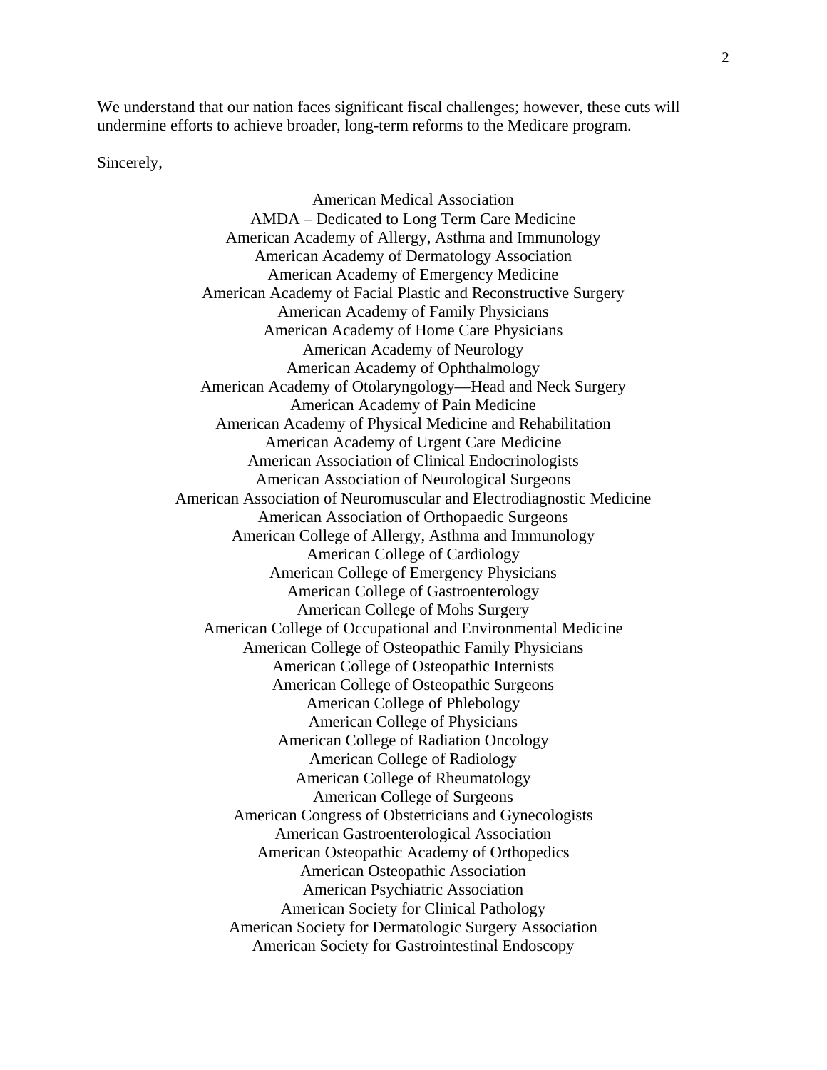We understand that our nation faces significant fiscal challenges; however, these cuts will undermine efforts to achieve broader, long-term reforms to the Medicare program.

Sincerely,

American Medical Association
AMDA – Dedicated to Long Term Care Medicine
American Academy of Allergy, Asthma and Immunology
American Academy of Dermatology Association
American Academy of Emergency Medicine
American Academy of Facial Plastic and Reconstructive Surgery
American Academy of Family Physicians
American Academy of Home Care Physicians
American Academy of Neurology
American Academy of Ophthalmology
American Academy of Otolaryngology—Head and Neck Surgery
American Academy of Pain Medicine
American Academy of Physical Medicine and Rehabilitation
American Academy of Urgent Care Medicine
American Association of Clinical Endocrinologists
American Association of Neurological Surgeons
American Association of Neuromuscular and Electrodiagnostic Medicine
American Association of Orthopaedic Surgeons
American College of Allergy, Asthma and Immunology
American College of Cardiology
American College of Emergency Physicians
American College of Gastroenterology
American College of Mohs Surgery
American College of Occupational and Environmental Medicine
American College of Osteopathic Family Physicians
American College of Osteopathic Internists
American College of Osteopathic Surgeons
American College of Phlebology
American College of Physicians
American College of Radiation Oncology
American College of Radiology
American College of Rheumatology
American College of Surgeons
American Congress of Obstetricians and Gynecologists
American Gastroenterological Association
American Osteopathic Academy of Orthopedics
American Osteopathic Association
American Psychiatric Association
American Society for Clinical Pathology
American Society for Dermatologic Surgery Association
American Society for Gastrointestinal Endoscopy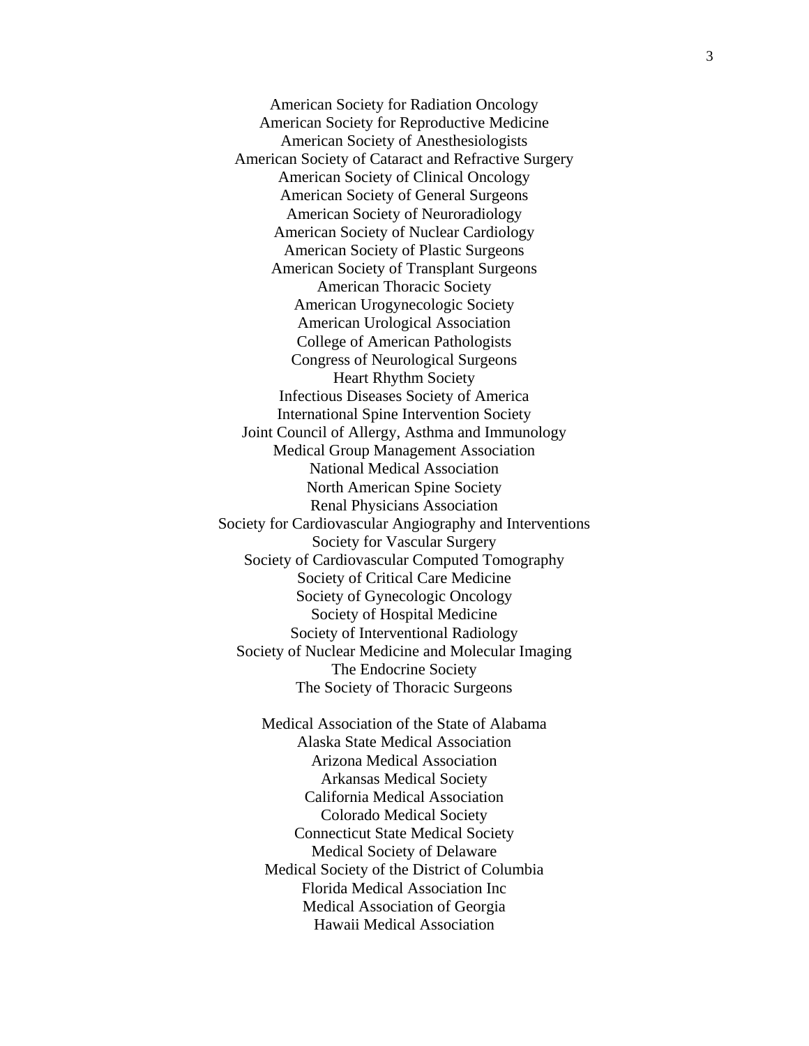American Society for Radiation Oncology
American Society for Reproductive Medicine
American Society of Anesthesiologists
American Society of Cataract and Refractive Surgery
American Society of Clinical Oncology
American Society of General Surgeons
American Society of Neuroradiology
American Society of Nuclear Cardiology
American Society of Plastic Surgeons
American Society of Transplant Surgeons
American Thoracic Society
American Urogynecologic Society
American Urological Association
College of American Pathologists
Congress of Neurological Surgeons
Heart Rhythm Society
Infectious Diseases Society of America
International Spine Intervention Society
Joint Council of Allergy, Asthma and Immunology
Medical Group Management Association
National Medical Association
North American Spine Society
Renal Physicians Association
Society for Cardiovascular Angiography and Interventions
Society for Vascular Surgery
Society of Cardiovascular Computed Tomography
Society of Critical Care Medicine
Society of Gynecologic Oncology
Society of Hospital Medicine
Society of Interventional Radiology
Society of Nuclear Medicine and Molecular Imaging
The Endocrine Society
The Society of Thoracic Surgeons

Medical Association of the State of Alabama
Alaska State Medical Association
Arizona Medical Association
Arkansas Medical Society
California Medical Association
Colorado Medical Society
Connecticut State Medical Society
Medical Society of Delaware
Medical Society of the District of Columbia
Florida Medical Association Inc
Medical Association of Georgia
Hawaii Medical Association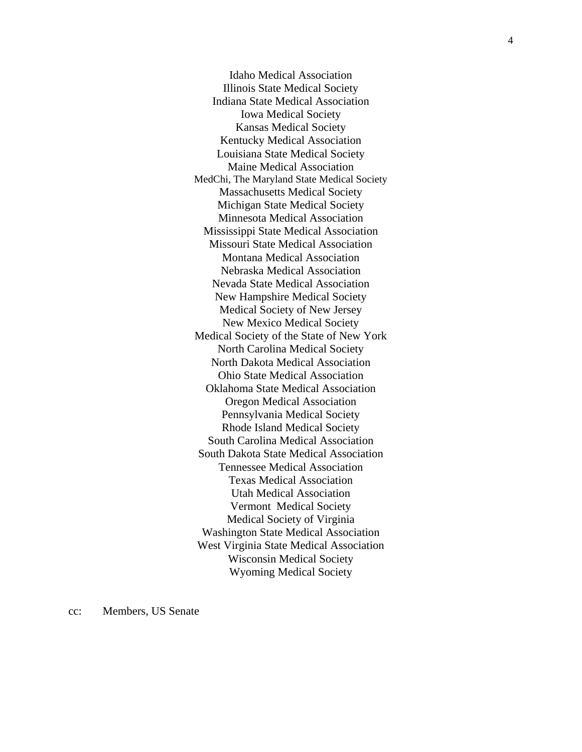Idaho Medical Association
Illinois State Medical Society
Indiana State Medical Association
Iowa Medical Society
Kansas Medical Society
Kentucky Medical Association
Louisiana State Medical Society
Maine Medical Association
MedChi, The Maryland State Medical Society
Massachusetts Medical Society
Michigan State Medical Society
Minnesota Medical Association
Mississippi State Medical Association
Missouri State Medical Association
Montana Medical Association
Nebraska Medical Association
Nevada State Medical Association
New Hampshire Medical Society
Medical Society of New Jersey
New Mexico Medical Society
Medical Society of the State of New York
North Carolina Medical Society
North Dakota Medical Association
Ohio State Medical Association
Oklahoma State Medical Association
Oregon Medical Association
Pennsylvania Medical Society
Rhode Island Medical Society
South Carolina Medical Association
South Dakota State Medical Association
Tennessee Medical Association
Texas Medical Association
Utah Medical Association
Vermont Medical Society
Medical Society of Virginia
Washington State Medical Association
West Virginia State Medical Association
Wisconsin Medical Society
Wyoming Medical Society

cc: Members, US Senate